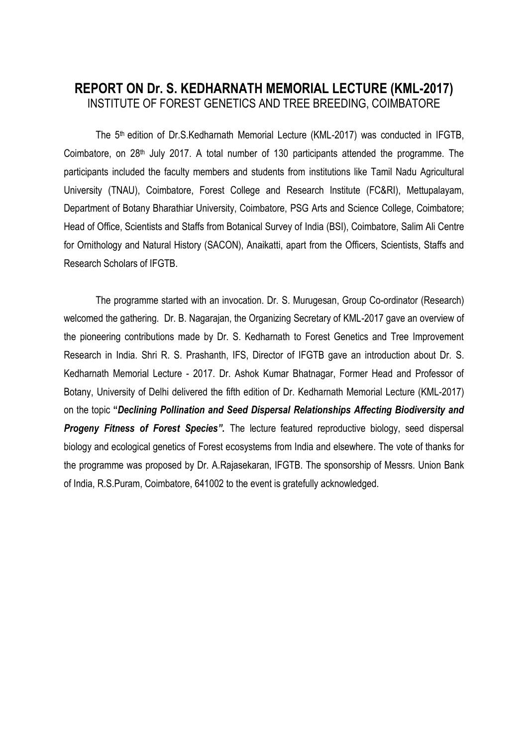# REPORT ON Dr. S. KEDHARNATH MEMORIAL LECTURE (KML-2017)

INSTITUTE OF FOREST GENETICS AND TREE BREEDING, COIMBATORE

The 5th edition of Dr.S.Kedharnath Memorial Lecture (KML-2017) was conducted in IFGTB, Coimbatore, on 28th July 2017. A total number of 130 participants attended the programme. The participants included the faculty members and students from institutions like Tamil Nadu Agricultural University (TNAU), Coimbatore, Forest College and Research Institute (FC&RI), Mettupalayam, Department of Botany Bharathiar University, Coimbatore, PSG Arts and Science College, Coimbatore; Head of Office, Scientists and Staffs from Botanical Survey of India (BSI), Coimbatore, Salim Ali Centre for Ornithology and Natural History (SACON), Anaikatti, apart from the Officers, Scientists, Staffs and Research Scholars of IFGTB.

The programme started with an invocation. Dr. S. Murugesan, Group Co-ordinator (Research) welcomed the gathering. Dr. B. Nagarajan, the Organizing Secretary of KML-2017 gave an overview of the pioneering contributions made by Dr. S. Kedharnath to Forest Genetics and Tree Improvement Research in India. Shri R. S. Prashanth, IFS, Director of IFGTB gave an introduction about Dr. S. Kedharnath Memorial Lecture - 2017. Dr. Ashok Kumar Bhatnagar, Former Head and Professor of Botany, University of Delhi delivered the fifth edition of Dr. Kedharnath Memorial Lecture (KML-2017) on the topic **"*Declining Pollination and Seed Dispersal Relationships Affecting Biodiversity and Progeny Fitness of Forest Species".*** The lecture featured reproductive biology, seed dispersal biology and ecological genetics of Forest ecosystems from India and elsewhere. The vote of thanks for the programme was proposed by Dr. A.Rajasekaran, IFGTB. The sponsorship of Messrs. Union Bank of India, R.S.Puram, Coimbatore, 641002 to the event is gratefully acknowledged.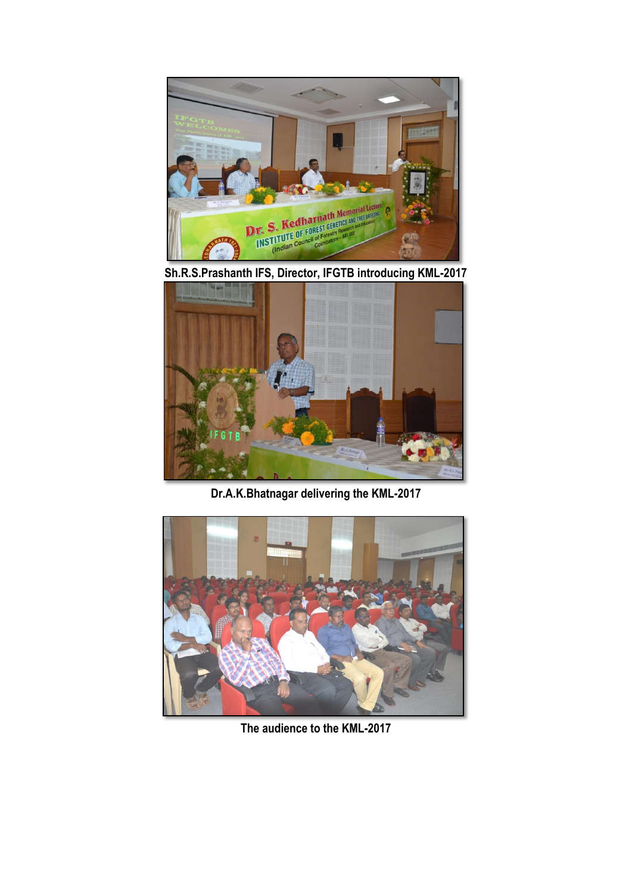Sh.R.S.Prashanth IFS, Director, IFGTB introducing KML-2017

Dr.A.K.Bhatnagar delivering the KML-2017

The audience to the KML-2017